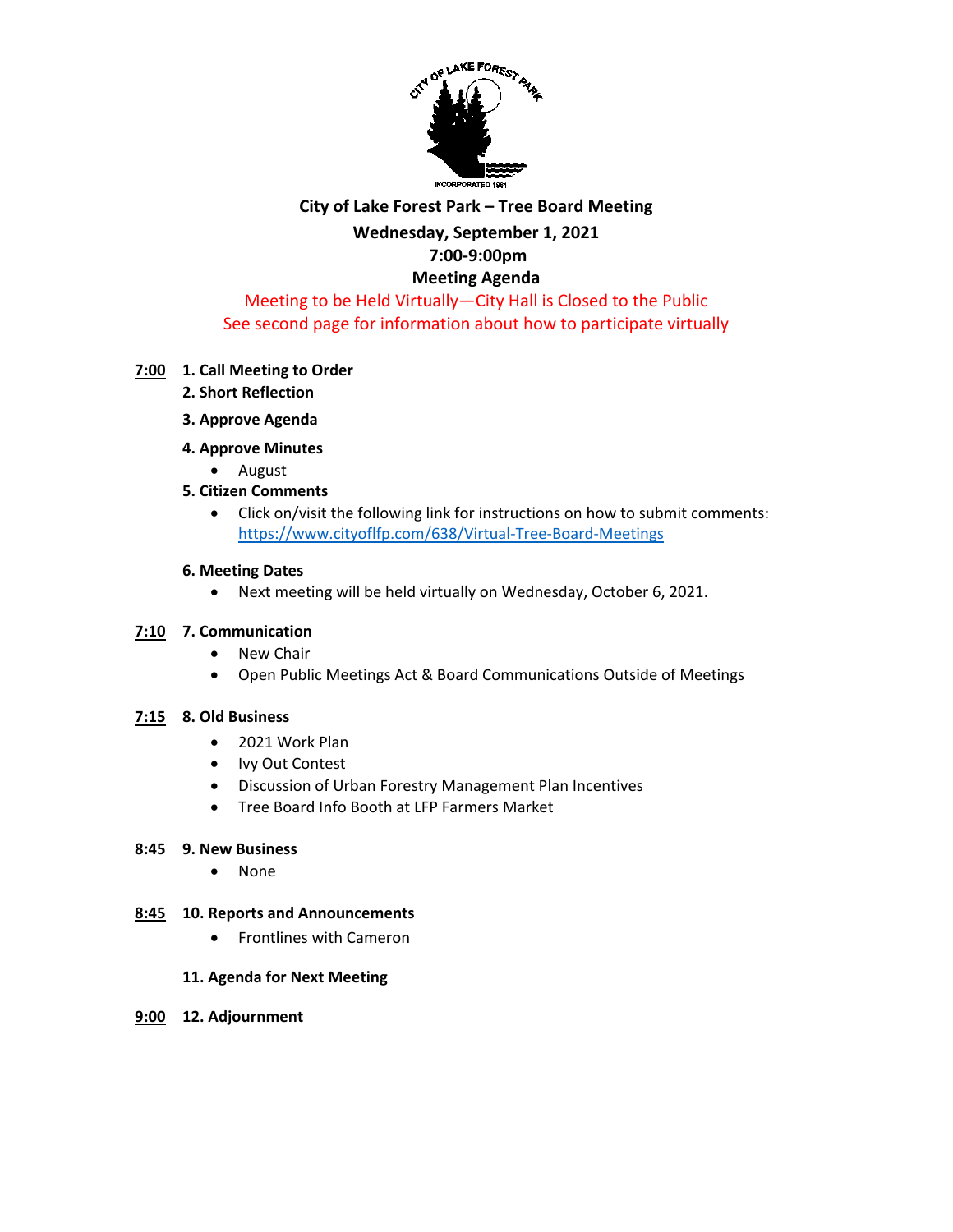**City of Lake Forest Park – Tree Board Meeting**

**Wednesday, September 1, 2021**

**7:00-9:00pm**

**Meeting Agenda**

Meeting to be Held Virtually—City Hall is Closed to the Public

See second page for information about how to participate virtually

**7:00** **1. Call Meeting to Order**

**2. Short Reflection**

**3. Approve Agenda**

**4. Approve Minutes**

- August

**5. Citizen Comments**

- Click on/visit the following link for instructions on how to submit comments: https://www.cityoflfp.com/638/Virtual-Tree-Board-Meetings

**6. Meeting Dates**

- Next meeting will be held virtually on Wednesday, October 6, 2021.

**7:10** **7. Communication**

- New Chair
- Open Public Meetings Act & Board Communications Outside of Meetings

**7:15** **8. Old Business**

- 2021 Work Plan
- Ivy Out Contest
- Discussion of Urban Forestry Management Plan Incentives
- Tree Board Info Booth at LFP Farmers Market

**8:45** **9. New Business**

- None

**8:45** **10. Reports and Announcements**

- Frontlines with Cameron

**11. Agenda for Next Meeting**

**9:00** **12. Adjournment**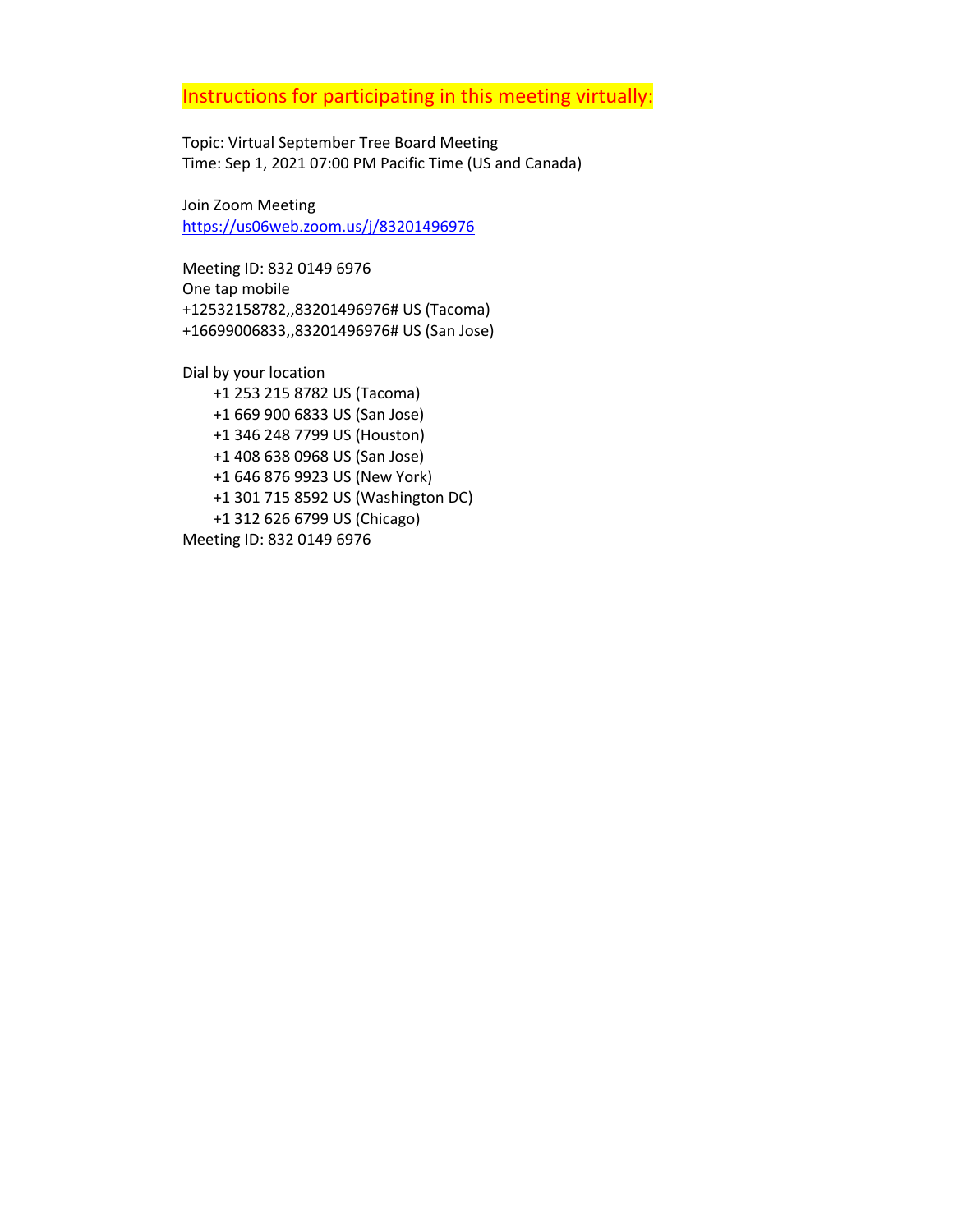## Instructions for participating in this meeting virtually:

Topic: Virtual September Tree Board Meeting
Time: Sep 1, 2021 07:00 PM Pacific Time (US and Canada)

Join Zoom Meeting
https://us06web.zoom.us/j/83201496976

Meeting ID: 832 0149 6976
One tap mobile
+12532158782,,83201496976# US (Tacoma)
+16699006833,,83201496976# US (San Jose)

Dial by your location
+1 253 215 8782 US (Tacoma)
+1 669 900 6833 US (San Jose)
+1 346 248 7799 US (Houston)
+1 408 638 0968 US (San Jose)
+1 646 876 9923 US (New York)
+1 301 715 8592 US (Washington DC)
+1 312 626 6799 US (Chicago)
Meeting ID: 832 0149 6976